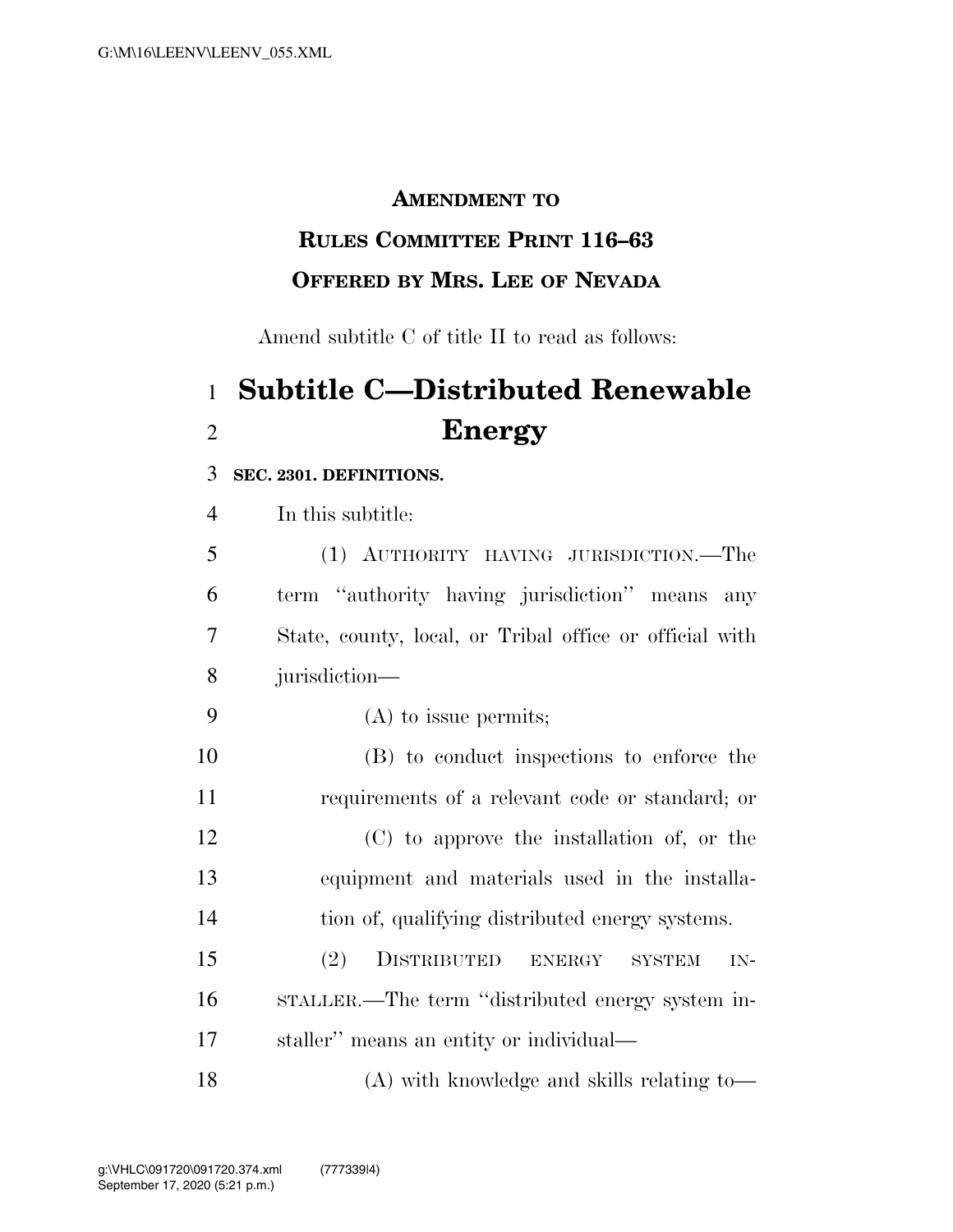**AMENDMENT TO**
**RULES COMMITTEE PRINT 116–63**
**OFFERED BY MRS. LEE OF NEVADA**

Amend subtitle C of title II to read as follows:

# Subtitle C—Distributed Renewable Energy

**SEC. 2301. DEFINITIONS.**

In this subtitle:

(1) AUTHORITY HAVING JURISDICTION.—The term ''authority having jurisdiction'' means any State, county, local, or Tribal office or official with jurisdiction—

(A) to issue permits;

(B) to conduct inspections to enforce the requirements of a relevant code or standard; or

(C) to approve the installation of, or the equipment and materials used in the installation of, qualifying distributed energy systems.

(2) DISTRIBUTED ENERGY SYSTEM INSTALLER.—The term ''distributed energy system installer'' means an entity or individual—

(A) with knowledge and skills relating to—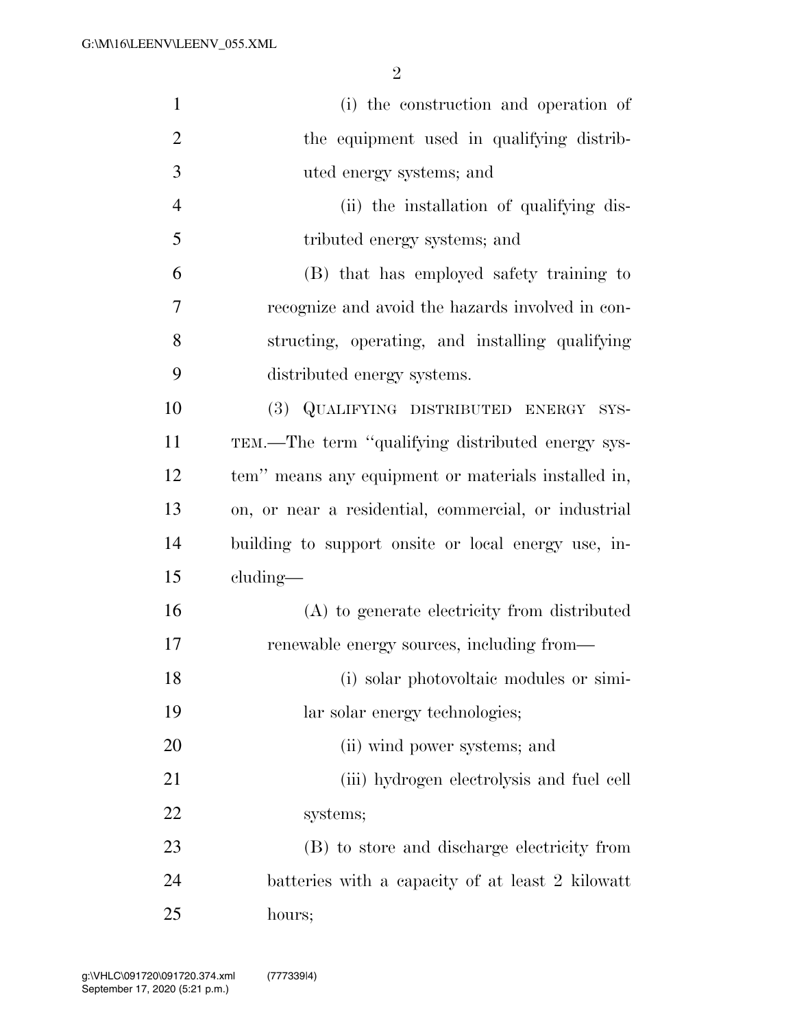(i) the construction and operation of the equipment used in qualifying distributed energy systems; and

(ii) the installation of qualifying distributed energy systems; and

(B) that has employed safety training to recognize and avoid the hazards involved in constructing, operating, and installing qualifying distributed energy systems.

(3) QUALIFYING DISTRIBUTED ENERGY SYSTEM.—The term "qualifying distributed energy system" means any equipment or materials installed in, on, or near a residential, commercial, or industrial building to support onsite or local energy use, including—

(A) to generate electricity from distributed renewable energy sources, including from—

(i) solar photovoltaic modules or similar solar energy technologies;

(ii) wind power systems; and

(iii) hydrogen electrolysis and fuel cell systems;

(B) to store and discharge electricity from batteries with a capacity of at least 2 kilowatt hours;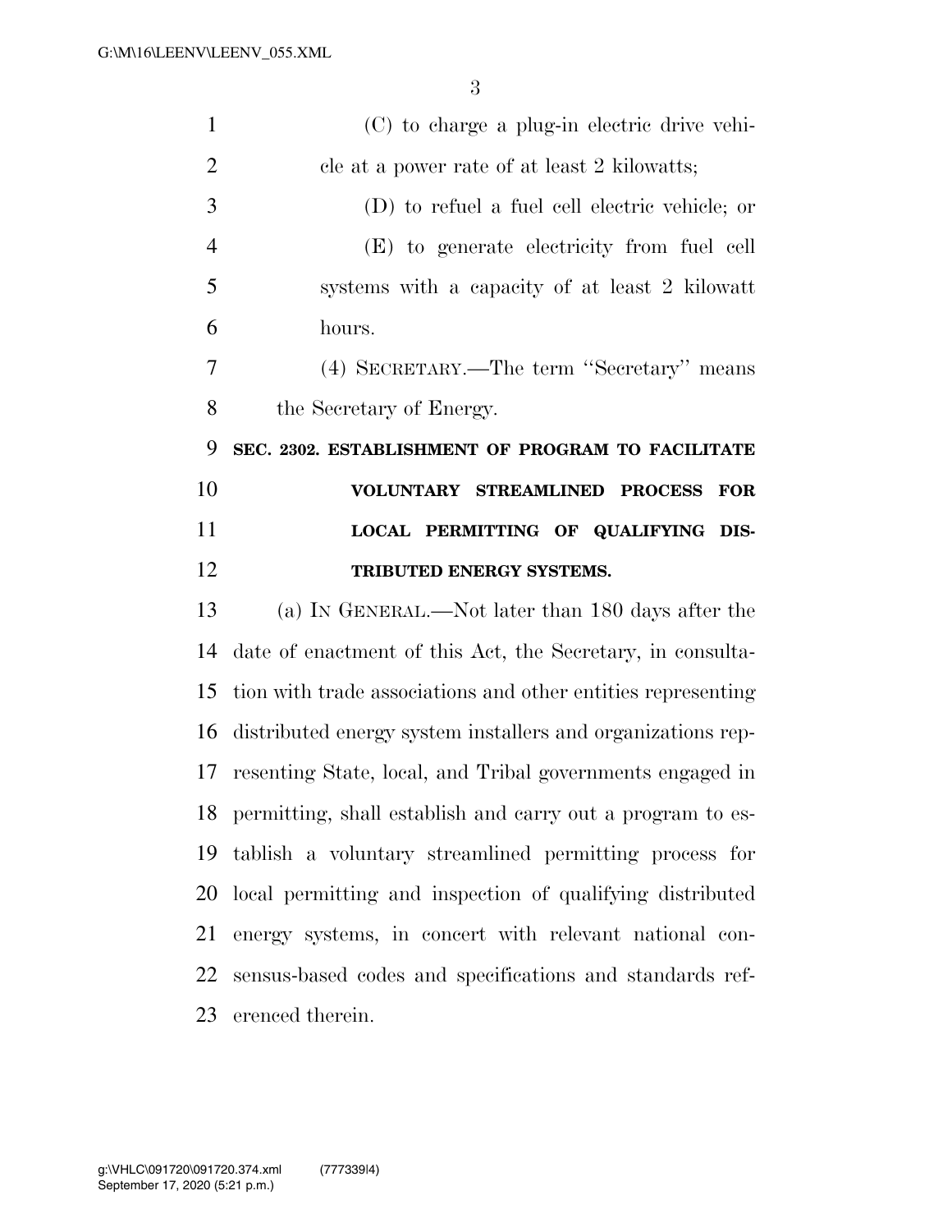(C) to charge a plug-in electric drive vehicle at a power rate of at least 2 kilowatts;

(D) to refuel a fuel cell electric vehicle; or

(E) to generate electricity from fuel cell systems with a capacity of at least 2 kilowatt hours.

(4) SECRETARY.—The term ''Secretary'' means the Secretary of Energy.

**SEC. 2302. ESTABLISHMENT OF PROGRAM TO FACILITATE VOLUNTARY STREAMLINED PROCESS FOR LOCAL PERMITTING OF QUALIFYING DISTRIBUTED ENERGY SYSTEMS.**

(a) IN GENERAL.—Not later than 180 days after the date of enactment of this Act, the Secretary, in consultation with trade associations and other entities representing distributed energy system installers and organizations representing State, local, and Tribal governments engaged in permitting, shall establish and carry out a program to establish a voluntary streamlined permitting process for local permitting and inspection of qualifying distributed energy systems, in concert with relevant national consensus-based codes and specifications and standards referenced therein.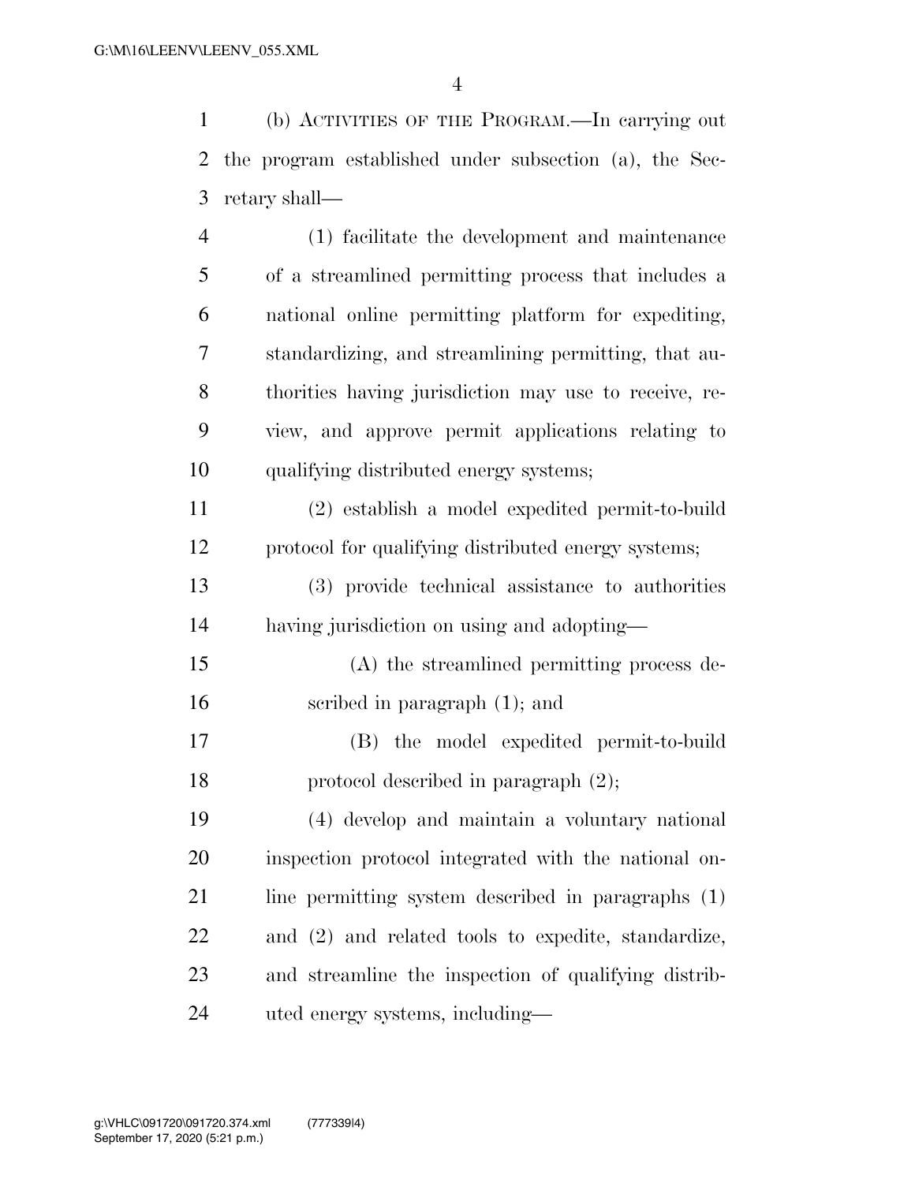(b) ACTIVITIES OF THE PROGRAM.—In carrying out the program established under subsection (a), the Secretary shall—

(1) facilitate the development and maintenance of a streamlined permitting process that includes a national online permitting platform for expediting, standardizing, and streamlining permitting, that authorities having jurisdiction may use to receive, review, and approve permit applications relating to qualifying distributed energy systems;

(2) establish a model expedited permit-to-build protocol for qualifying distributed energy systems;

(3) provide technical assistance to authorities having jurisdiction on using and adopting—

(A) the streamlined permitting process described in paragraph (1); and

(B) the model expedited permit-to-build protocol described in paragraph (2);

(4) develop and maintain a voluntary national inspection protocol integrated with the national online permitting system described in paragraphs (1) and (2) and related tools to expedite, standardize, and streamline the inspection of qualifying distributed energy systems, including—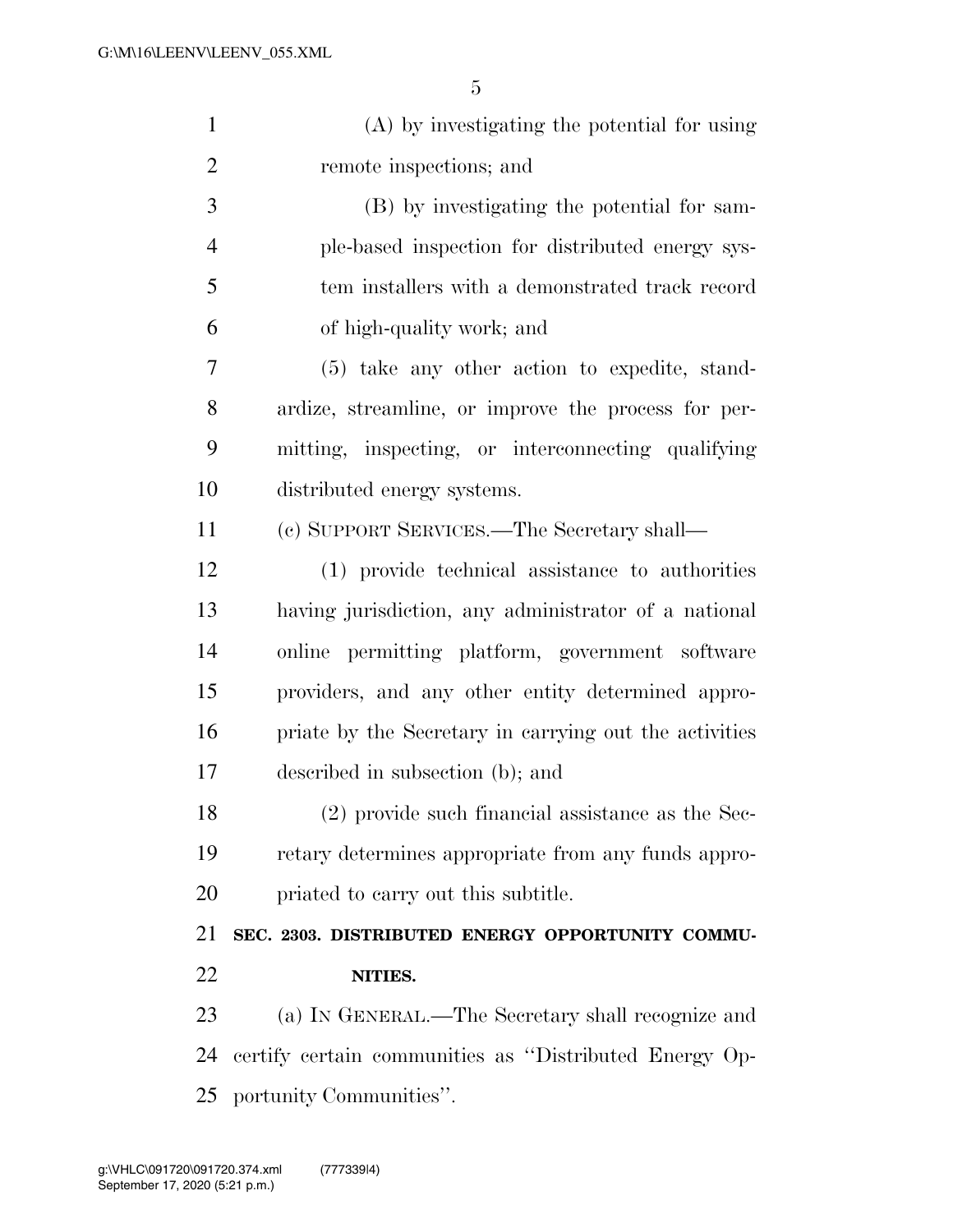(A) by investigating the potential for using remote inspections; and

(B) by investigating the potential for sample-based inspection for distributed energy system installers with a demonstrated track record of high-quality work; and

(5) take any other action to expedite, standardize, streamline, or improve the process for permitting, inspecting, or interconnecting qualifying distributed energy systems.

(c) SUPPORT SERVICES.—The Secretary shall—

(1) provide technical assistance to authorities having jurisdiction, any administrator of a national online permitting platform, government software providers, and any other entity determined appropriate by the Secretary in carrying out the activities described in subsection (b); and

(2) provide such financial assistance as the Secretary determines appropriate from any funds appropriated to carry out this subtitle.

**SEC. 2303. DISTRIBUTED ENERGY OPPORTUNITY COMMUNITIES.**

(a) IN GENERAL.—The Secretary shall recognize and certify certain communities as ''Distributed Energy Opportunity Communities''.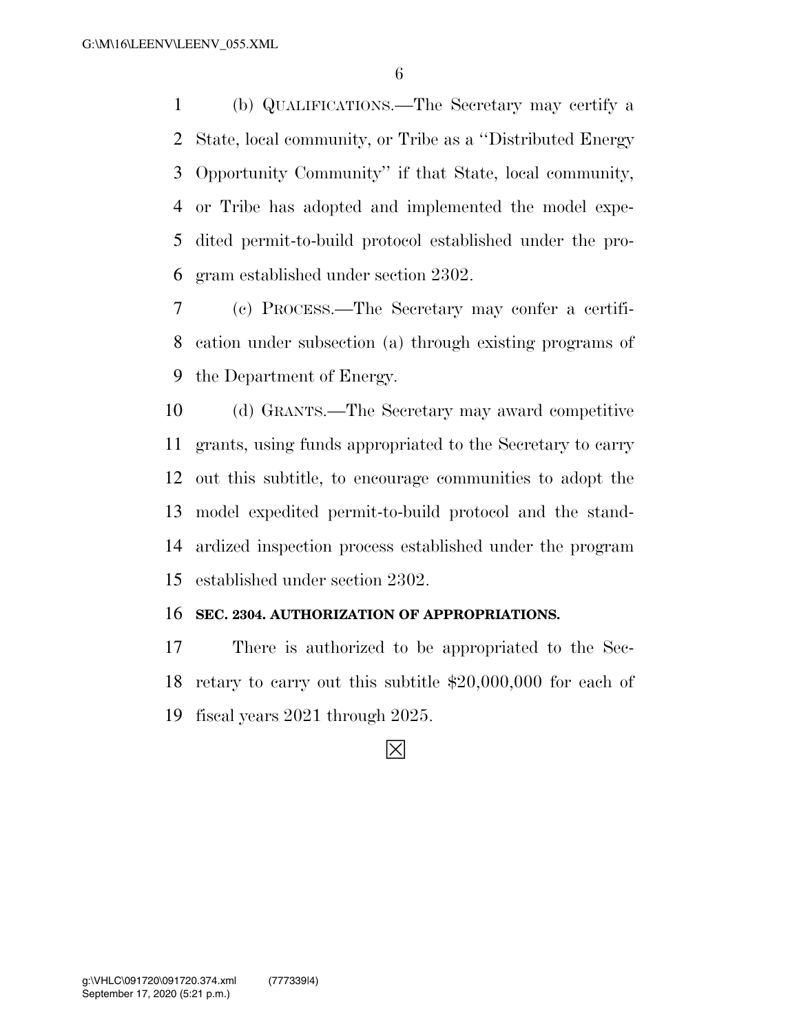(b) QUALIFICATIONS.—The Secretary may certify a State, local community, or Tribe as a ''Distributed Energy Opportunity Community'' if that State, local community, or Tribe has adopted and implemented the model expedited permit-to-build protocol established under the program established under section 2302.

(c) PROCESS.—The Secretary may confer a certification under subsection (a) through existing programs of the Department of Energy.

(d) GRANTS.—The Secretary may award competitive grants, using funds appropriated to the Secretary to carry out this subtitle, to encourage communities to adopt the model expedited permit-to-build protocol and the standardized inspection process established under the program established under section 2302.

**SEC. 2304. AUTHORIZATION OF APPROPRIATIONS.**

There is authorized to be appropriated to the Secretary to carry out this subtitle $20,000,000 for each of fiscal years 2021 through 2025.